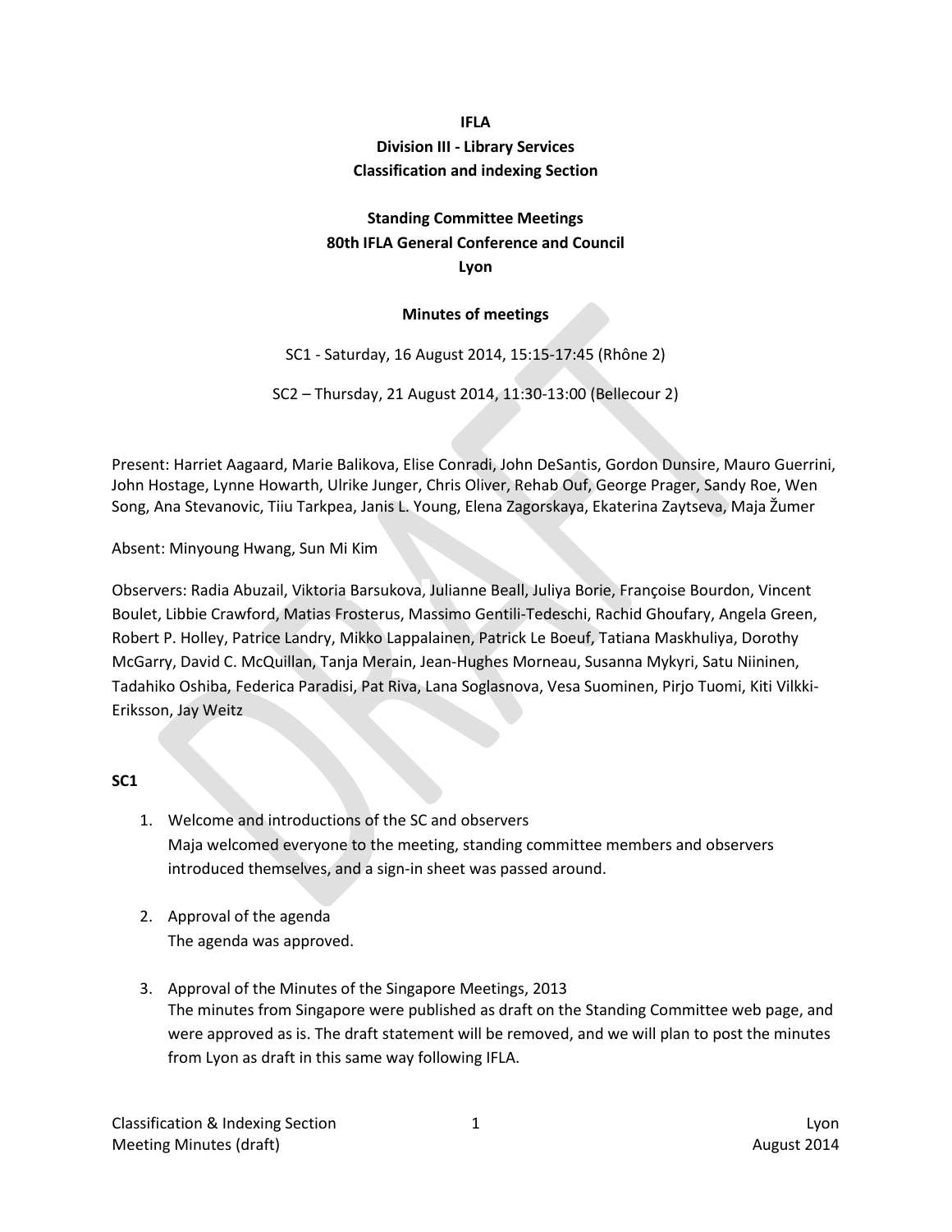**IFLA**

**Division III - Library Services**

**Classification and indexing Section**

**Standing Committee Meetings**

**80th IFLA General Conference and Council**

**Lyon**

**Minutes of meetings**

SC1 - Saturday, 16 August 2014, 15:15-17:45 (Rhône 2)

SC2 – Thursday, 21 August 2014, 11:30-13:00 (Bellecour 2)

Present: Harriet Aagaard, Marie Balikova, Elise Conradi, John DeSantis, Gordon Dunsire, Mauro Guerrini, John Hostage, Lynne Howarth, Ulrike Junger, Chris Oliver, Rehab Ouf, George Prager, Sandy Roe, Wen Song, Ana Stevanovic, Tiiu Tarkpea, Janis L. Young, Elena Zagorskaya, Ekaterina Zaytseva, Maja Žumer

Absent: Minyoung Hwang, Sun Mi Kim

Observers: Radia Abuzail, Viktoria Barsukova, Julianne Beall, Juliya Borie, Françoise Bourdon, Vincent Boulet, Libbie Crawford, Matias Frosterus, Massimo Gentili-Tedeschi, Rachid Ghoufary, Angela Green, Robert P. Holley, Patrice Landry, Mikko Lappalainen, Patrick Le Boeuf, Tatiana Maskhuliya, Dorothy McGarry, David C. McQuillan, Tanja Merain, Jean-Hughes Morneau, Susanna Mykyri, Satu Niininen, Tadahiko Oshiba, Federica Paradisi, Pat Riva, Lana Soglasnova, Vesa Suominen, Pirjo Tuomi, Kiti Vilkki-Eriksson, Jay Weitz

**SC1**

1. Welcome and introductions of the SC and observers
   Maja welcomed everyone to the meeting, standing committee members and observers introduced themselves, and a sign-in sheet was passed around.

2. Approval of the agenda
   The agenda was approved.

3. Approval of the Minutes of the Singapore Meetings, 2013
   The minutes from Singapore were published as draft on the Standing Committee web page, and were approved as is. The draft statement will be removed, and we will plan to post the minutes from Lyon as draft in this same way following IFLA.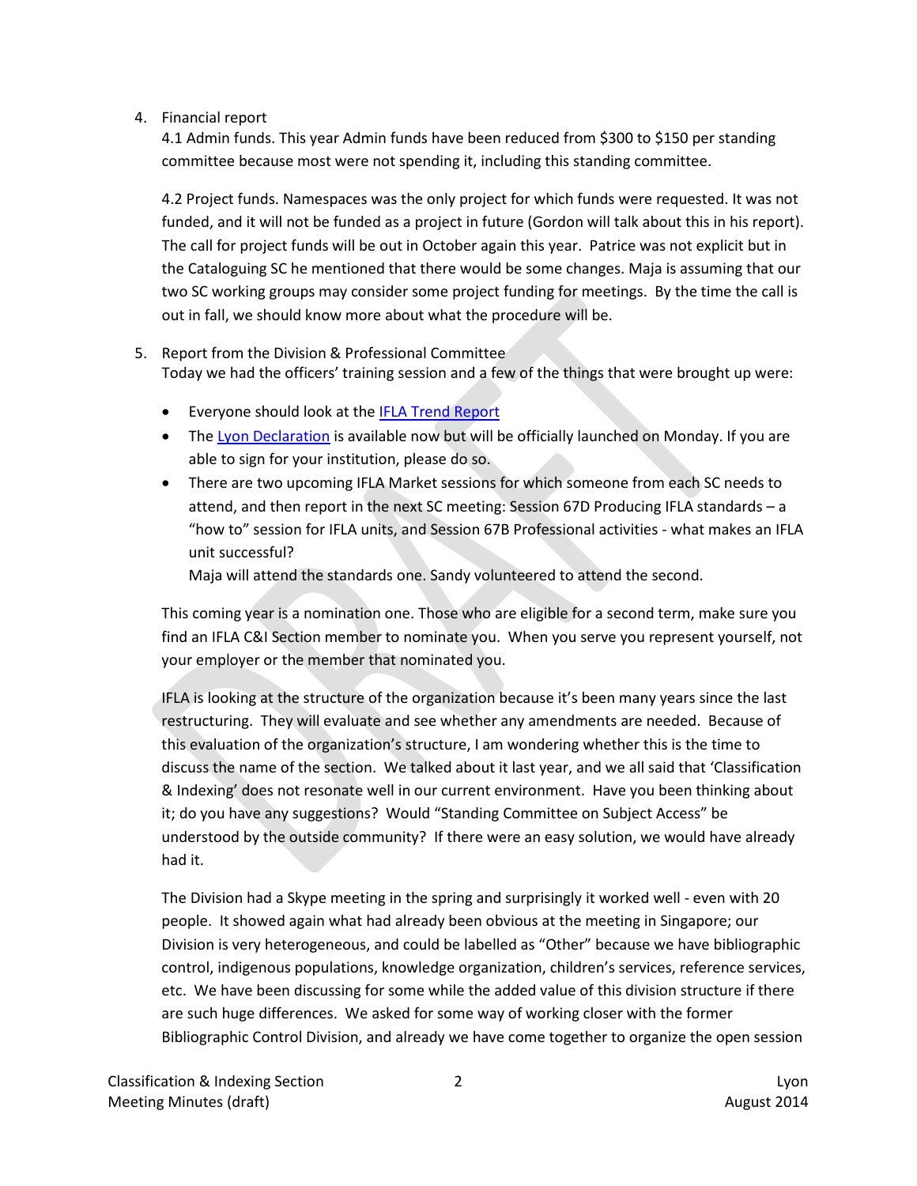4. Financial report

   4.1 Admin funds. This year Admin funds have been reduced from $300 to $150 per standing committee because most were not spending it, including this standing committee.

   4.2 Project funds. Namespaces was the only project for which funds were requested. It was not funded, and it will not be funded as a project in future (Gordon will talk about this in his report). The call for project funds will be out in October again this year. Patrice was not explicit but in the Cataloguing SC he mentioned that there would be some changes. Maja is assuming that our two SC working groups may consider some project funding for meetings. By the time the call is out in fall, we should know more about what the procedure will be.

5. Report from the Division & Professional Committee

   Today we had the officers' training session and a few of the things that were brought up were:

   - Everyone should look at the [IFLA Trend Report]
   - The [Lyon Declaration] is available now but will be officially launched on Monday. If you are able to sign for your institution, please do so.
   - There are two upcoming IFLA Market sessions for which someone from each SC needs to attend, and then report in the next SC meeting: Session 67D Producing IFLA standards – a "how to" session for IFLA units, and Session 67B Professional activities - what makes an IFLA unit successful?

     Maja will attend the standards one. Sandy volunteered to attend the second.

   This coming year is a nomination one. Those who are eligible for a second term, make sure you find an IFLA C&I Section member to nominate you. When you serve you represent yourself, not your employer or the member that nominated you.

   IFLA is looking at the structure of the organization because it's been many years since the last restructuring. They will evaluate and see whether any amendments are needed. Because of this evaluation of the organization's structure, I am wondering whether this is the time to discuss the name of the section. We talked about it last year, and we all said that 'Classification & Indexing' does not resonate well in our current environment. Have you been thinking about it; do you have any suggestions? Would "Standing Committee on Subject Access" be understood by the outside community? If there were an easy solution, we would have already had it.

   The Division had a Skype meeting in the spring and surprisingly it worked well - even with 20 people. It showed again what had already been obvious at the meeting in Singapore; our Division is very heterogeneous, and could be labelled as "Other" because we have bibliographic control, indigenous populations, knowledge organization, children's services, reference services, etc. We have been discussing for some while the added value of this division structure if there are such huge differences. We asked for some way of working closer with the former Bibliographic Control Division, and already we have come together to organize the open session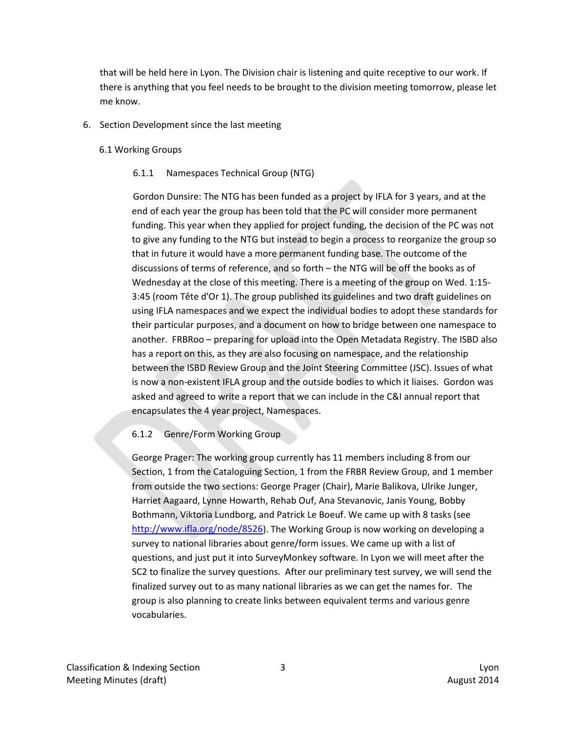that will be held here in Lyon. The Division chair is listening and quite receptive to our work. If there is anything that you feel needs to be brought to the division meeting tomorrow, please let me know.

6. Section Development since the last meeting

6.1 Working Groups

6.1.1 Namespaces Technical Group (NTG)

Gordon Dunsire: The NTG has been funded as a project by IFLA for 3 years, and at the end of each year the group has been told that the PC will consider more permanent funding. This year when they applied for project funding, the decision of the PC was not to give any funding to the NTG but instead to begin a process to reorganize the group so that in future it would have a more permanent funding base. The outcome of the discussions of terms of reference, and so forth – the NTG will be off the books as of Wednesday at the close of this meeting. There is a meeting of the group on Wed. 1:15-3:45 (room Tête d'Or 1). The group published its guidelines and two draft guidelines on using IFLA namespaces and we expect the individual bodies to adopt these standards for their particular purposes, and a document on how to bridge between one namespace to another. FRBRoo – preparing for upload into the Open Metadata Registry. The ISBD also has a report on this, as they are also focusing on namespace, and the relationship between the ISBD Review Group and the Joint Steering Committee (JSC). Issues of what is now a non-existent IFLA group and the outside bodies to which it liaises. Gordon was asked and agreed to write a report that we can include in the C&I annual report that encapsulates the 4 year project, Namespaces.

6.1.2 Genre/Form Working Group

George Prager: The working group currently has 11 members including 8 from our Section, 1 from the Cataloguing Section, 1 from the FRBR Review Group, and 1 member from outside the two sections: George Prager (Chair), Marie Balikova, Ulrike Junger, Harriet Aagaard, Lynne Howarth, Rehab Ouf, Ana Stevanovic, Janis Young, Bobby Bothmann, Viktoria Lundborg, and Patrick Le Boeuf. We came up with 8 tasks (see http://www.ifla.org/node/8526). The Working Group is now working on developing a survey to national libraries about genre/form issues. We came up with a list of questions, and just put it into SurveyMonkey software. In Lyon we will meet after the SC2 to finalize the survey questions. After our preliminary test survey, we will send the finalized survey out to as many national libraries as we can get the names for. The group is also planning to create links between equivalent terms and various genre vocabularies.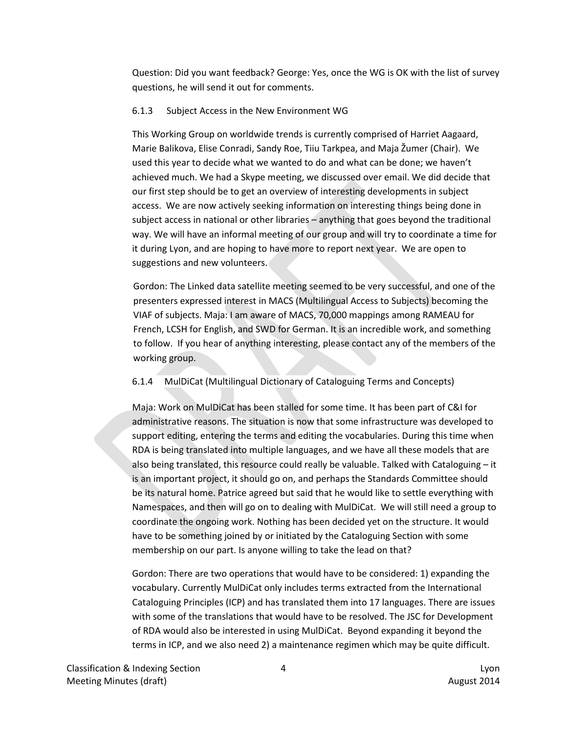Question: Did you want feedback? George: Yes, once the WG is OK with the list of survey questions, he will send it out for comments.

6.1.3 Subject Access in the New Environment WG

This Working Group on worldwide trends is currently comprised of Harriet Aagaard, Marie Balikova, Elise Conradi, Sandy Roe, Tiiu Tarkpea, and Maja Žumer (Chair). We used this year to decide what we wanted to do and what can be done; we haven't achieved much. We had a Skype meeting, we discussed over email. We did decide that our first step should be to get an overview of interesting developments in subject access. We are now actively seeking information on interesting things being done in subject access in national or other libraries – anything that goes beyond the traditional way. We will have an informal meeting of our group and will try to coordinate a time for it during Lyon, and are hoping to have more to report next year. We are open to suggestions and new volunteers.

Gordon: The Linked data satellite meeting seemed to be very successful, and one of the presenters expressed interest in MACS (Multilingual Access to Subjects) becoming the VIAF of subjects. Maja: I am aware of MACS, 70,000 mappings among RAMEAU for French, LCSH for English, and SWD for German. It is an incredible work, and something to follow. If you hear of anything interesting, please contact any of the members of the working group.

6.1.4 MulDiCat (Multilingual Dictionary of Cataloguing Terms and Concepts)

Maja: Work on MulDiCat has been stalled for some time. It has been part of C&I for administrative reasons. The situation is now that some infrastructure was developed to support editing, entering the terms and editing the vocabularies. During this time when RDA is being translated into multiple languages, and we have all these models that are also being translated, this resource could really be valuable. Talked with Cataloguing – it is an important project, it should go on, and perhaps the Standards Committee should be its natural home. Patrice agreed but said that he would like to settle everything with Namespaces, and then will go on to dealing with MulDiCat. We will still need a group to coordinate the ongoing work. Nothing has been decided yet on the structure. It would have to be something joined by or initiated by the Cataloguing Section with some membership on our part. Is anyone willing to take the lead on that?

Gordon: There are two operations that would have to be considered: 1) expanding the vocabulary. Currently MulDiCat only includes terms extracted from the International Cataloguing Principles (ICP) and has translated them into 17 languages. There are issues with some of the translations that would have to be resolved. The JSC for Development of RDA would also be interested in using MulDiCat. Beyond expanding it beyond the terms in ICP, and we also need 2) a maintenance regimen which may be quite difficult.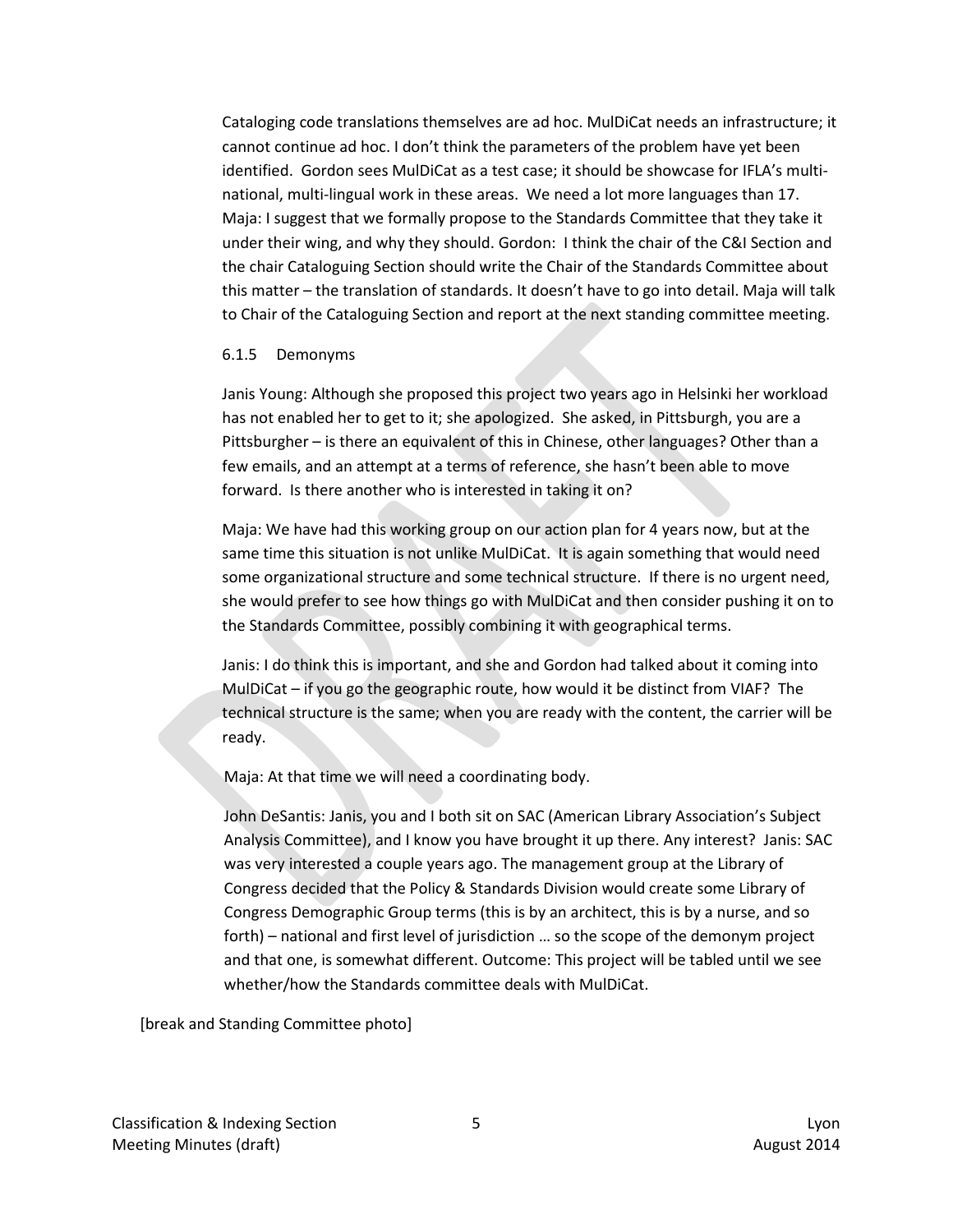Cataloging code translations themselves are ad hoc. MulDiCat needs an infrastructure; it cannot continue ad hoc. I don't think the parameters of the problem have yet been identified. Gordon sees MulDiCat as a test case; it should be showcase for IFLA's multi-national, multi-lingual work in these areas. We need a lot more languages than 17. Maja: I suggest that we formally propose to the Standards Committee that they take it under their wing, and why they should. Gordon: I think the chair of the C&I Section and the chair Cataloguing Section should write the Chair of the Standards Committee about this matter – the translation of standards. It doesn't have to go into detail. Maja will talk to Chair of the Cataloguing Section and report at the next standing committee meeting.

6.1.5 Demonyms

Janis Young: Although she proposed this project two years ago in Helsinki her workload has not enabled her to get to it; she apologized. She asked, in Pittsburgh, you are a Pittsburgher – is there an equivalent of this in Chinese, other languages? Other than a few emails, and an attempt at a terms of reference, she hasn't been able to move forward. Is there another who is interested in taking it on?

Maja: We have had this working group on our action plan for 4 years now, but at the same time this situation is not unlike MulDiCat. It is again something that would need some organizational structure and some technical structure. If there is no urgent need, she would prefer to see how things go with MulDiCat and then consider pushing it on to the Standards Committee, possibly combining it with geographical terms.

Janis: I do think this is important, and she and Gordon had talked about it coming into MulDiCat – if you go the geographic route, how would it be distinct from VIAF? The technical structure is the same; when you are ready with the content, the carrier will be ready.

Maja: At that time we will need a coordinating body.

John DeSantis: Janis, you and I both sit on SAC (American Library Association's Subject Analysis Committee), and I know you have brought it up there. Any interest? Janis: SAC was very interested a couple years ago. The management group at the Library of Congress decided that the Policy & Standards Division would create some Library of Congress Demographic Group terms (this is by an architect, this is by a nurse, and so forth) – national and first level of jurisdiction … so the scope of the demonym project and that one, is somewhat different. Outcome: This project will be tabled until we see whether/how the Standards committee deals with MulDiCat.

[break and Standing Committee photo]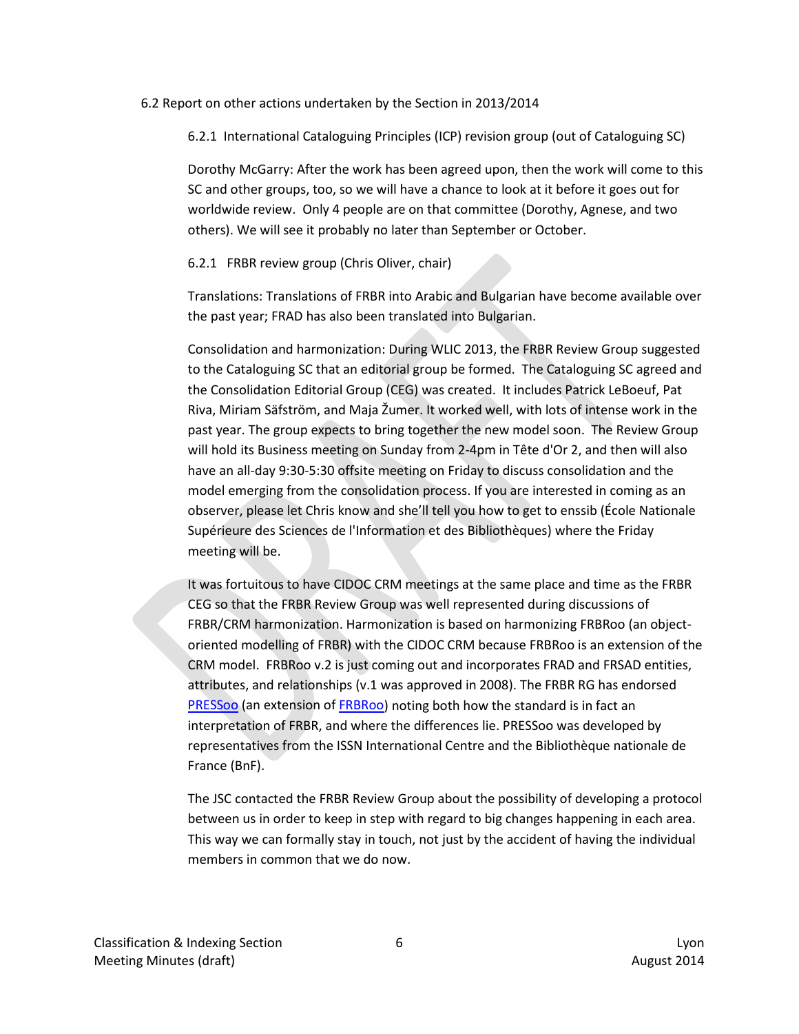6.2 Report on other actions undertaken by the Section in 2013/2014

6.2.1 International Cataloguing Principles (ICP) revision group (out of Cataloguing SC)

Dorothy McGarry: After the work has been agreed upon, then the work will come to this SC and other groups, too, so we will have a chance to look at it before it goes out for worldwide review. Only 4 people are on that committee (Dorothy, Agnese, and two others). We will see it probably no later than September or October.

6.2.1 FRBR review group (Chris Oliver, chair)

Translations: Translations of FRBR into Arabic and Bulgarian have become available over the past year; FRAD has also been translated into Bulgarian.

Consolidation and harmonization: During WLIC 2013, the FRBR Review Group suggested to the Cataloguing SC that an editorial group be formed. The Cataloguing SC agreed and the Consolidation Editorial Group (CEG) was created. It includes Patrick LeBoeuf, Pat Riva, Miriam Säfström, and Maja Žumer. It worked well, with lots of intense work in the past year. The group expects to bring together the new model soon. The Review Group will hold its Business meeting on Sunday from 2-4pm in Tête d'Or 2, and then will also have an all-day 9:30-5:30 offsite meeting on Friday to discuss consolidation and the model emerging from the consolidation process. If you are interested in coming as an observer, please let Chris know and she'll tell you how to get to enssib (École Nationale Supérieure des Sciences de l'Information et des Bibliothèques) where the Friday meeting will be.

It was fortuitous to have CIDOC CRM meetings at the same place and time as the FRBR CEG so that the FRBR Review Group was well represented during discussions of FRBR/CRM harmonization. Harmonization is based on harmonizing FRBRoo (an object-oriented modelling of FRBR) with the CIDOC CRM because FRBRoo is an extension of the CRM model. FRBRoo v.2 is just coming out and incorporates FRAD and FRSAD entities, attributes, and relationships (v.1 was approved in 2008). The FRBR RG has endorsed PRESSoo (an extension of FRBRoo) noting both how the standard is in fact an interpretation of FRBR, and where the differences lie. PRESSoo was developed by representatives from the ISSN International Centre and the Bibliothèque nationale de France (BnF).

The JSC contacted the FRBR Review Group about the possibility of developing a protocol between us in order to keep in step with regard to big changes happening in each area. This way we can formally stay in touch, not just by the accident of having the individual members in common that we do now.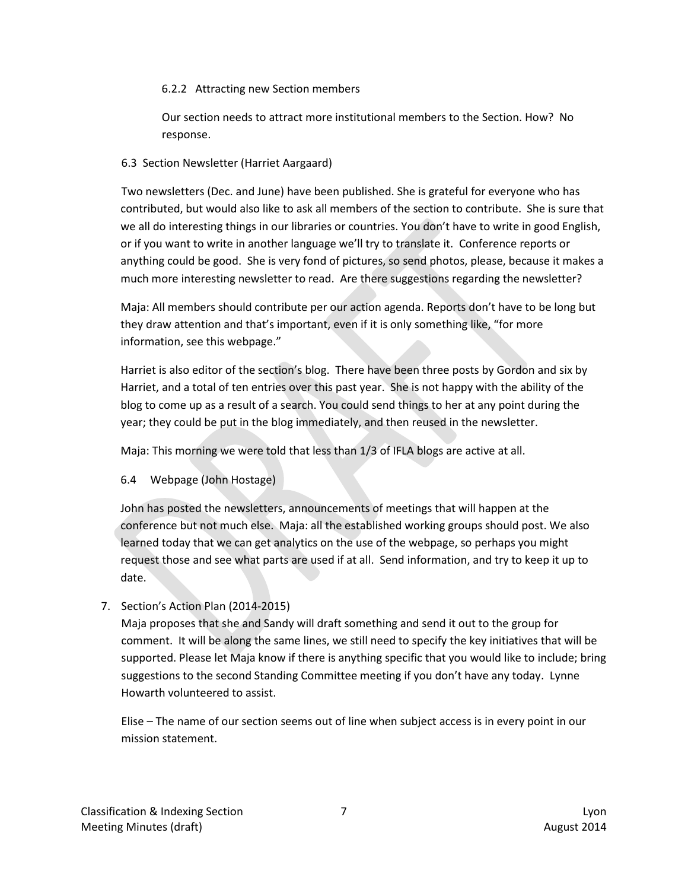6.2.2 Attracting new Section members

Our section needs to attract more institutional members to the Section. How? No response.

6.3 Section Newsletter (Harriet Aargaard)

Two newsletters (Dec. and June) have been published. She is grateful for everyone who has contributed, but would also like to ask all members of the section to contribute. She is sure that we all do interesting things in our libraries or countries. You don't have to write in good English, or if you want to write in another language we'll try to translate it. Conference reports or anything could be good. She is very fond of pictures, so send photos, please, because it makes a much more interesting newsletter to read. Are there suggestions regarding the newsletter?

Maja: All members should contribute per our action agenda. Reports don't have to be long but they draw attention and that's important, even if it is only something like, "for more information, see this webpage."

Harriet is also editor of the section's blog. There have been three posts by Gordon and six by Harriet, and a total of ten entries over this past year. She is not happy with the ability of the blog to come up as a result of a search. You could send things to her at any point during the year; they could be put in the blog immediately, and then reused in the newsletter.

Maja: This morning we were told that less than 1/3 of IFLA blogs are active at all.

6.4 Webpage (John Hostage)

John has posted the newsletters, announcements of meetings that will happen at the conference but not much else. Maja: all the established working groups should post. We also learned today that we can get analytics on the use of the webpage, so perhaps you might request those and see what parts are used if at all. Send information, and try to keep it up to date.

7. Section's Action Plan (2014-2015)

Maja proposes that she and Sandy will draft something and send it out to the group for comment. It will be along the same lines, we still need to specify the key initiatives that will be supported. Please let Maja know if there is anything specific that you would like to include; bring suggestions to the second Standing Committee meeting if you don't have any today. Lynne Howarth volunteered to assist.

Elise – The name of our section seems out of line when subject access is in every point in our mission statement.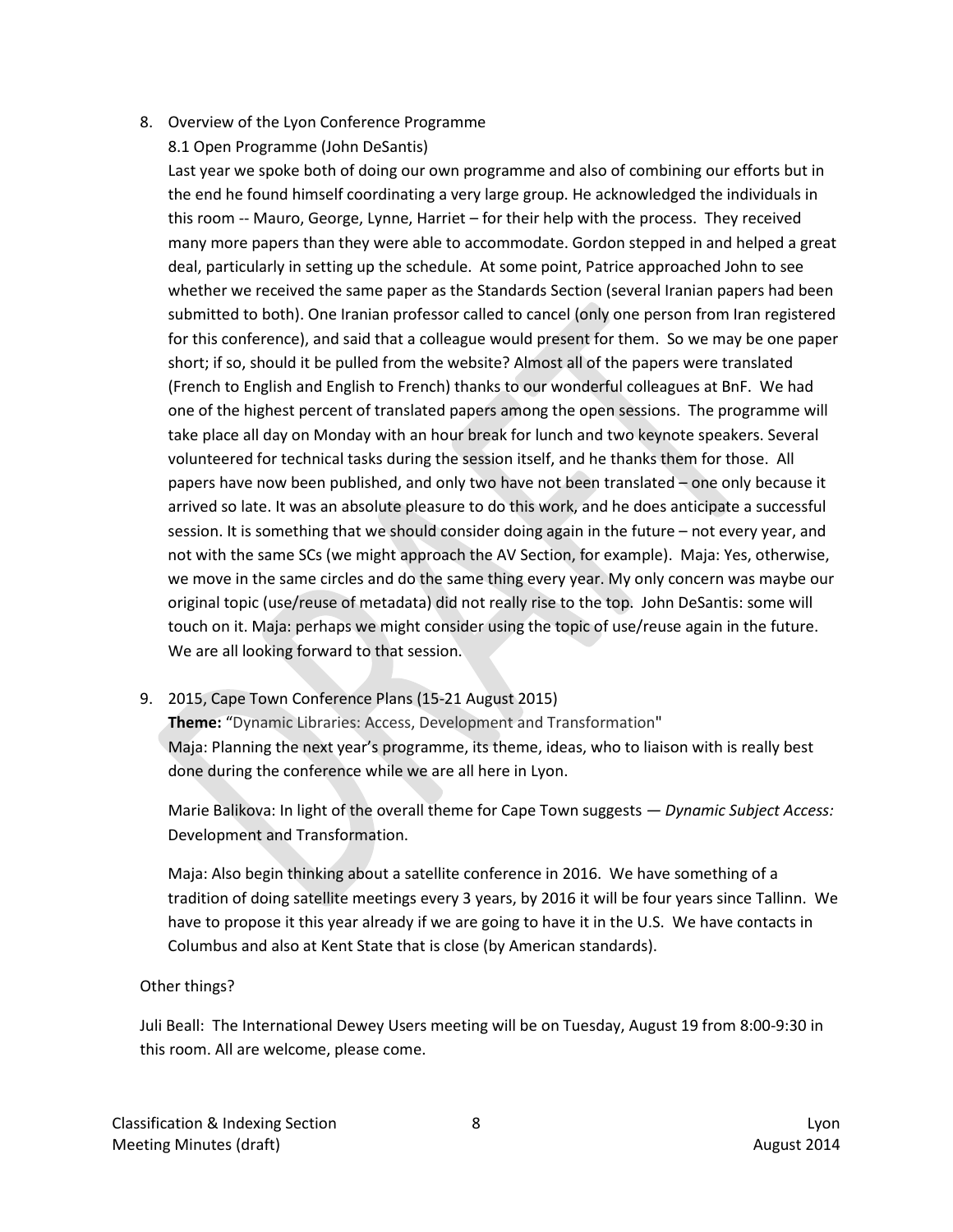8. Overview of the Lyon Conference Programme

   8.1 Open Programme (John DeSantis)

   Last year we spoke both of doing our own programme and also of combining our efforts but in the end he found himself coordinating a very large group. He acknowledged the individuals in this room -- Mauro, George, Lynne, Harriet – for their help with the process. They received many more papers than they were able to accommodate. Gordon stepped in and helped a great deal, particularly in setting up the schedule. At some point, Patrice approached John to see whether we received the same paper as the Standards Section (several Iranian papers had been submitted to both). One Iranian professor called to cancel (only one person from Iran registered for this conference), and said that a colleague would present for them. So we may be one paper short; if so, should it be pulled from the website? Almost all of the papers were translated (French to English and English to French) thanks to our wonderful colleagues at BnF. We had one of the highest percent of translated papers among the open sessions. The programme will take place all day on Monday with an hour break for lunch and two keynote speakers. Several volunteered for technical tasks during the session itself, and he thanks them for those. All papers have now been published, and only two have not been translated – one only because it arrived so late. It was an absolute pleasure to do this work, and he does anticipate a successful session. It is something that we should consider doing again in the future – not every year, and not with the same SCs (we might approach the AV Section, for example). Maja: Yes, otherwise, we move in the same circles and do the same thing every year. My only concern was maybe our original topic (use/reuse of metadata) did not really rise to the top. John DeSantis: some will touch on it. Maja: perhaps we might consider using the topic of use/reuse again in the future. We are all looking forward to that session.

9. 2015, Cape Town Conference Plans (15-21 August 2015)

   **Theme:** "Dynamic Libraries: Access, Development and Transformation"

   Maja: Planning the next year's programme, its theme, ideas, who to liaison with is really best done during the conference while we are all here in Lyon.

   Marie Balikova: In light of the overall theme for Cape Town suggests — *Dynamic Subject Access:* Development and Transformation.

   Maja: Also begin thinking about a satellite conference in 2016. We have something of a tradition of doing satellite meetings every 3 years, by 2016 it will be four years since Tallinn. We have to propose it this year already if we are going to have it in the U.S. We have contacts in Columbus and also at Kent State that is close (by American standards).

Other things?

Juli Beall: The International Dewey Users meeting will be on Tuesday, August 19 from 8:00-9:30 in this room. All are welcome, please come.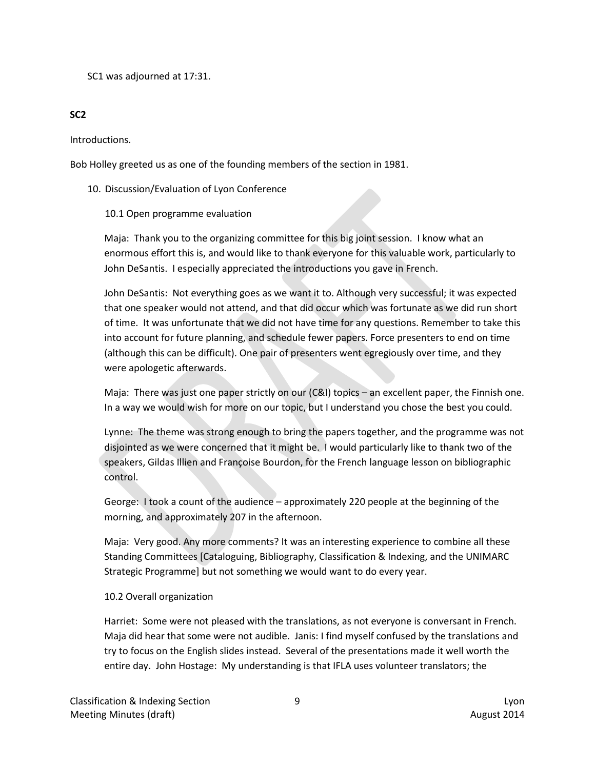SC1 was adjourned at 17:31.

**SC2**

Introductions.

Bob Holley greeted us as one of the founding members of the section in 1981.

10. Discussion/Evaluation of Lyon Conference

    10.1 Open programme evaluation

    Maja: Thank you to the organizing committee for this big joint session. I know what an enormous effort this is, and would like to thank everyone for this valuable work, particularly to John DeSantis. I especially appreciated the introductions you gave in French.

    John DeSantis: Not everything goes as we want it to. Although very successful; it was expected that one speaker would not attend, and that did occur which was fortunate as we did run short of time. It was unfortunate that we did not have time for any questions. Remember to take this into account for future planning, and schedule fewer papers. Force presenters to end on time (although this can be difficult). One pair of presenters went egregiously over time, and they were apologetic afterwards.

    Maja: There was just one paper strictly on our (C&I) topics – an excellent paper, the Finnish one. In a way we would wish for more on our topic, but I understand you chose the best you could.

    Lynne: The theme was strong enough to bring the papers together, and the programme was not disjointed as we were concerned that it might be. I would particularly like to thank two of the speakers, Gildas Illien and Françoise Bourdon, for the French language lesson on bibliographic control.

    George: I took a count of the audience – approximately 220 people at the beginning of the morning, and approximately 207 in the afternoon.

    Maja: Very good. Any more comments? It was an interesting experience to combine all these Standing Committees [Cataloguing, Bibliography, Classification & Indexing, and the UNIMARC Strategic Programme] but not something we would want to do every year.

    10.2 Overall organization

    Harriet: Some were not pleased with the translations, as not everyone is conversant in French. Maja did hear that some were not audible. Janis: I find myself confused by the translations and try to focus on the English slides instead. Several of the presentations made it well worth the entire day. John Hostage: My understanding is that IFLA uses volunteer translators; the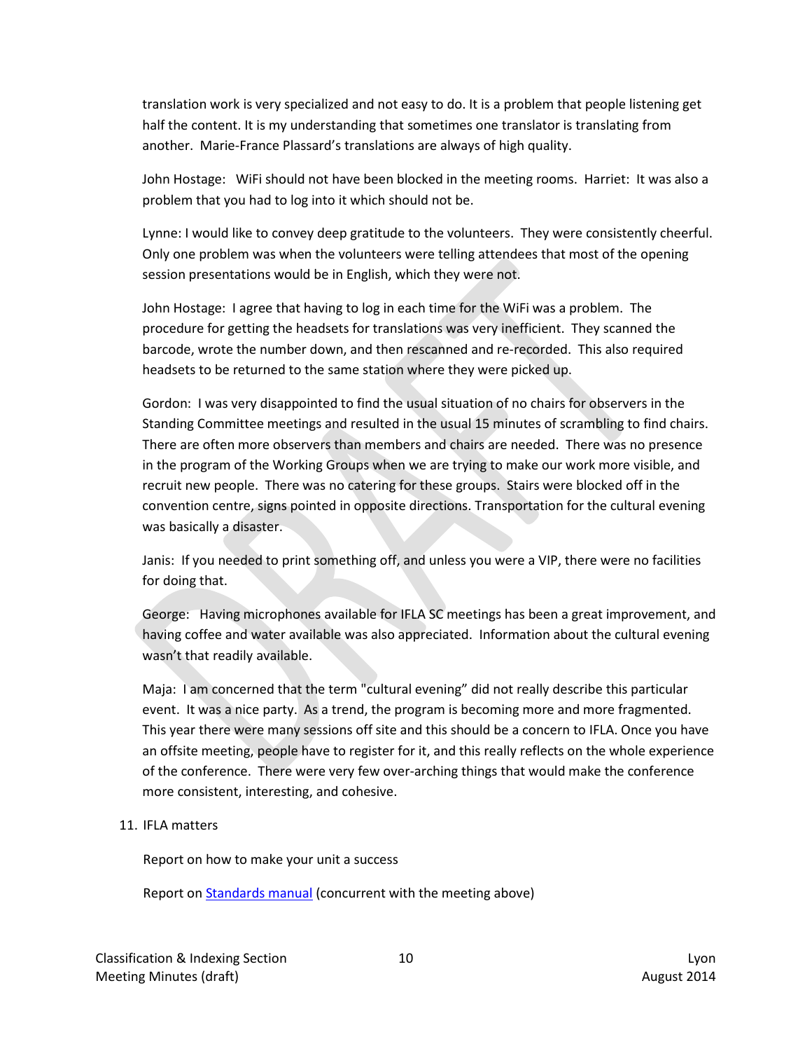translation work is very specialized and not easy to do. It is a problem that people listening get half the content. It is my understanding that sometimes one translator is translating from another. Marie-France Plassard's translations are always of high quality.

John Hostage: WiFi should not have been blocked in the meeting rooms. Harriet: It was also a problem that you had to log into it which should not be.

Lynne: I would like to convey deep gratitude to the volunteers. They were consistently cheerful. Only one problem was when the volunteers were telling attendees that most of the opening session presentations would be in English, which they were not.

John Hostage: I agree that having to log in each time for the WiFi was a problem. The procedure for getting the headsets for translations was very inefficient. They scanned the barcode, wrote the number down, and then rescanned and re-recorded. This also required headsets to be returned to the same station where they were picked up.

Gordon: I was very disappointed to find the usual situation of no chairs for observers in the Standing Committee meetings and resulted in the usual 15 minutes of scrambling to find chairs. There are often more observers than members and chairs are needed. There was no presence in the program of the Working Groups when we are trying to make our work more visible, and recruit new people. There was no catering for these groups. Stairs were blocked off in the convention centre, signs pointed in opposite directions. Transportation for the cultural evening was basically a disaster.

Janis: If you needed to print something off, and unless you were a VIP, there were no facilities for doing that.

George: Having microphones available for IFLA SC meetings has been a great improvement, and having coffee and water available was also appreciated. Information about the cultural evening wasn't that readily available.

Maja: I am concerned that the term "cultural evening" did not really describe this particular event. It was a nice party. As a trend, the program is becoming more and more fragmented. This year there were many sessions off site and this should be a concern to IFLA. Once you have an offsite meeting, people have to register for it, and this really reflects on the whole experience of the conference. There were very few over-arching things that would make the conference more consistent, interesting, and cohesive.

11. IFLA matters

    Report on how to make your unit a success

    Report on Standards manual (concurrent with the meeting above)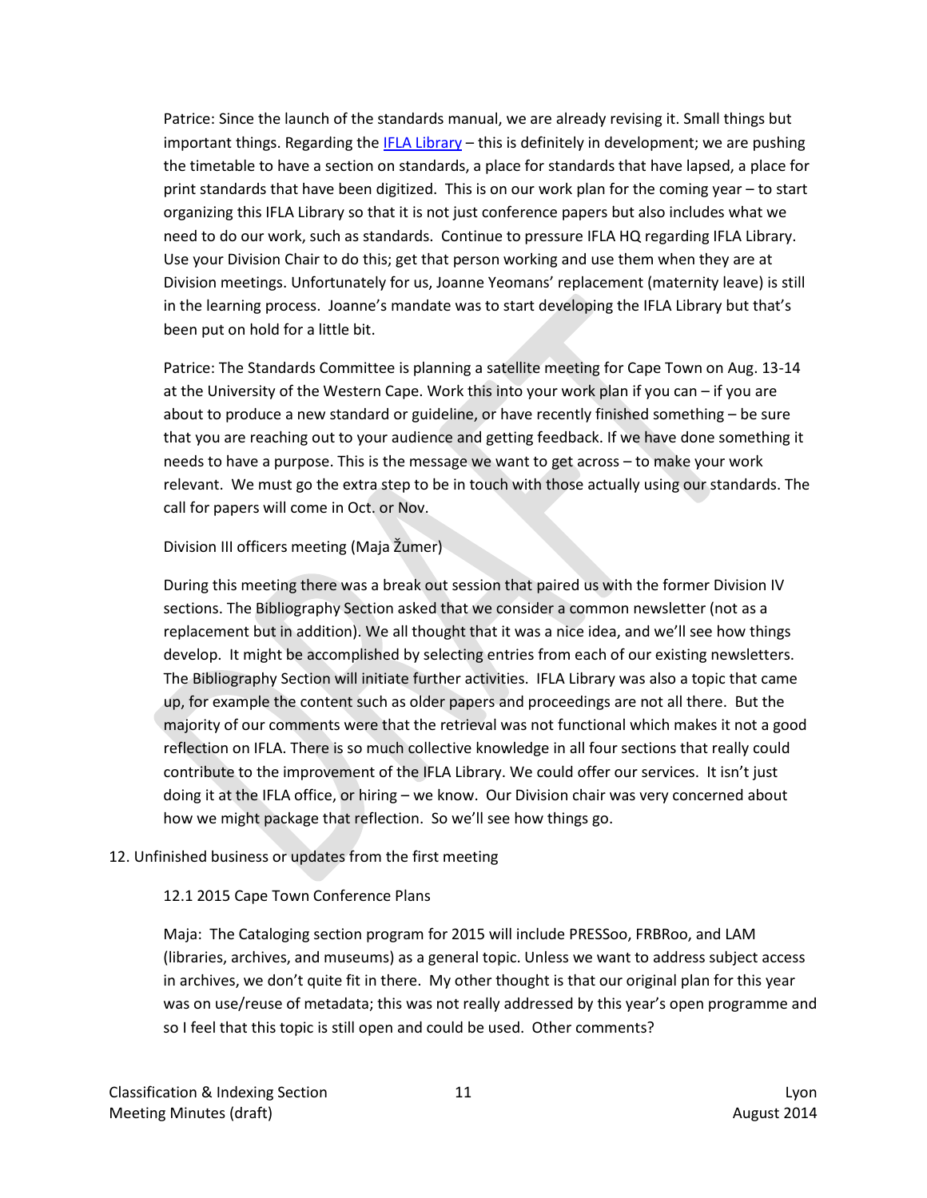Patrice: Since the launch of the standards manual, we are already revising it. Small things but important things. Regarding the [IFLA Library](IFLA Library) – this is definitely in development; we are pushing the timetable to have a section on standards, a place for standards that have lapsed, a place for print standards that have been digitized. This is on our work plan for the coming year – to start organizing this IFLA Library so that it is not just conference papers but also includes what we need to do our work, such as standards. Continue to pressure IFLA HQ regarding IFLA Library. Use your Division Chair to do this; get that person working and use them when they are at Division meetings. Unfortunately for us, Joanne Yeomans' replacement (maternity leave) is still in the learning process. Joanne's mandate was to start developing the IFLA Library but that's been put on hold for a little bit.

Patrice: The Standards Committee is planning a satellite meeting for Cape Town on Aug. 13-14 at the University of the Western Cape. Work this into your work plan if you can – if you are about to produce a new standard or guideline, or have recently finished something – be sure that you are reaching out to your audience and getting feedback. If we have done something it needs to have a purpose. This is the message we want to get across – to make your work relevant. We must go the extra step to be in touch with those actually using our standards. The call for papers will come in Oct. or Nov.

Division III officers meeting (Maja Žumer)

During this meeting there was a break out session that paired us with the former Division IV sections. The Bibliography Section asked that we consider a common newsletter (not as a replacement but in addition). We all thought that it was a nice idea, and we'll see how things develop. It might be accomplished by selecting entries from each of our existing newsletters. The Bibliography Section will initiate further activities. IFLA Library was also a topic that came up, for example the content such as older papers and proceedings are not all there. But the majority of our comments were that the retrieval was not functional which makes it not a good reflection on IFLA. There is so much collective knowledge in all four sections that really could contribute to the improvement of the IFLA Library. We could offer our services. It isn't just doing it at the IFLA office, or hiring – we know. Our Division chair was very concerned about how we might package that reflection. So we'll see how things go.

12. Unfinished business or updates from the first meeting

12.1 2015 Cape Town Conference Plans

Maja: The Cataloging section program for 2015 will include PRESSoo, FRBRoo, and LAM (libraries, archives, and museums) as a general topic. Unless we want to address subject access in archives, we don't quite fit in there. My other thought is that our original plan for this year was on use/reuse of metadata; this was not really addressed by this year's open programme and so I feel that this topic is still open and could be used. Other comments?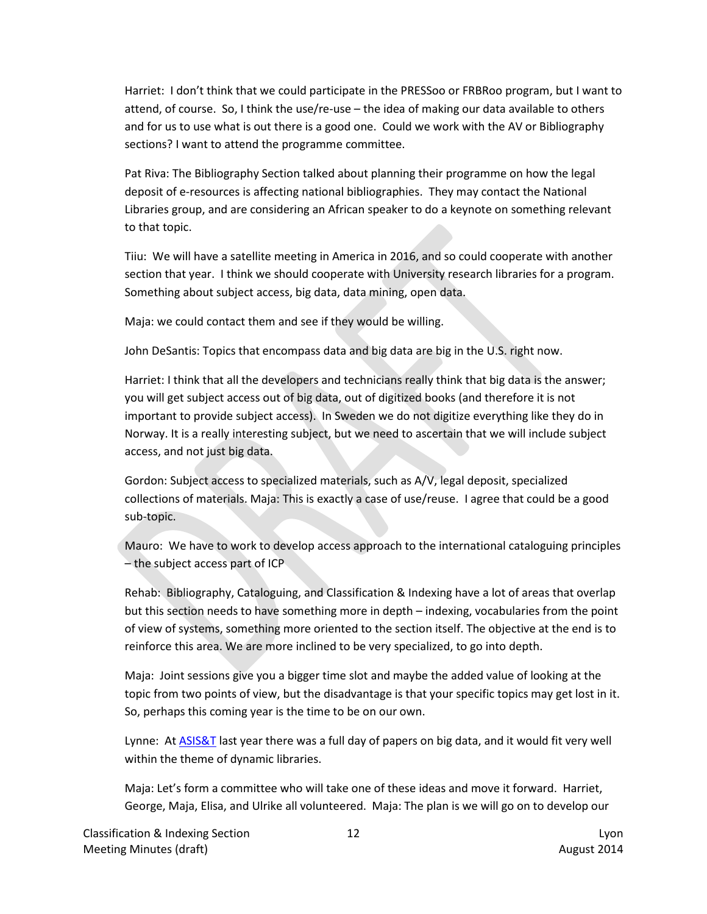Harriet: I don't think that we could participate in the PRESSoo or FRBRoo program, but I want to attend, of course. So, I think the use/re-use – the idea of making our data available to others and for us to use what is out there is a good one. Could we work with the AV or Bibliography sections? I want to attend the programme committee.

Pat Riva: The Bibliography Section talked about planning their programme on how the legal deposit of e-resources is affecting national bibliographies. They may contact the National Libraries group, and are considering an African speaker to do a keynote on something relevant to that topic.

Tiiu: We will have a satellite meeting in America in 2016, and so could cooperate with another section that year. I think we should cooperate with University research libraries for a program. Something about subject access, big data, data mining, open data.

Maja: we could contact them and see if they would be willing.

John DeSantis: Topics that encompass data and big data are big in the U.S. right now.

Harriet: I think that all the developers and technicians really think that big data is the answer; you will get subject access out of big data, out of digitized books (and therefore it is not important to provide subject access). In Sweden we do not digitize everything like they do in Norway. It is a really interesting subject, but we need to ascertain that we will include subject access, and not just big data.

Gordon: Subject access to specialized materials, such as A/V, legal deposit, specialized collections of materials. Maja: This is exactly a case of use/reuse. I agree that could be a good sub-topic.

Mauro: We have to work to develop access approach to the international cataloguing principles – the subject access part of ICP

Rehab: Bibliography, Cataloguing, and Classification & Indexing have a lot of areas that overlap but this section needs to have something more in depth – indexing, vocabularies from the point of view of systems, something more oriented to the section itself. The objective at the end is to reinforce this area. We are more inclined to be very specialized, to go into depth.

Maja: Joint sessions give you a bigger time slot and maybe the added value of looking at the topic from two points of view, but the disadvantage is that your specific topics may get lost in it. So, perhaps this coming year is the time to be on our own.

Lynne: At [ASIS&T](ASIS&T) last year there was a full day of papers on big data, and it would fit very well within the theme of dynamic libraries.

Maja: Let's form a committee who will take one of these ideas and move it forward. Harriet, George, Maja, Elisa, and Ulrike all volunteered. Maja: The plan is we will go on to develop our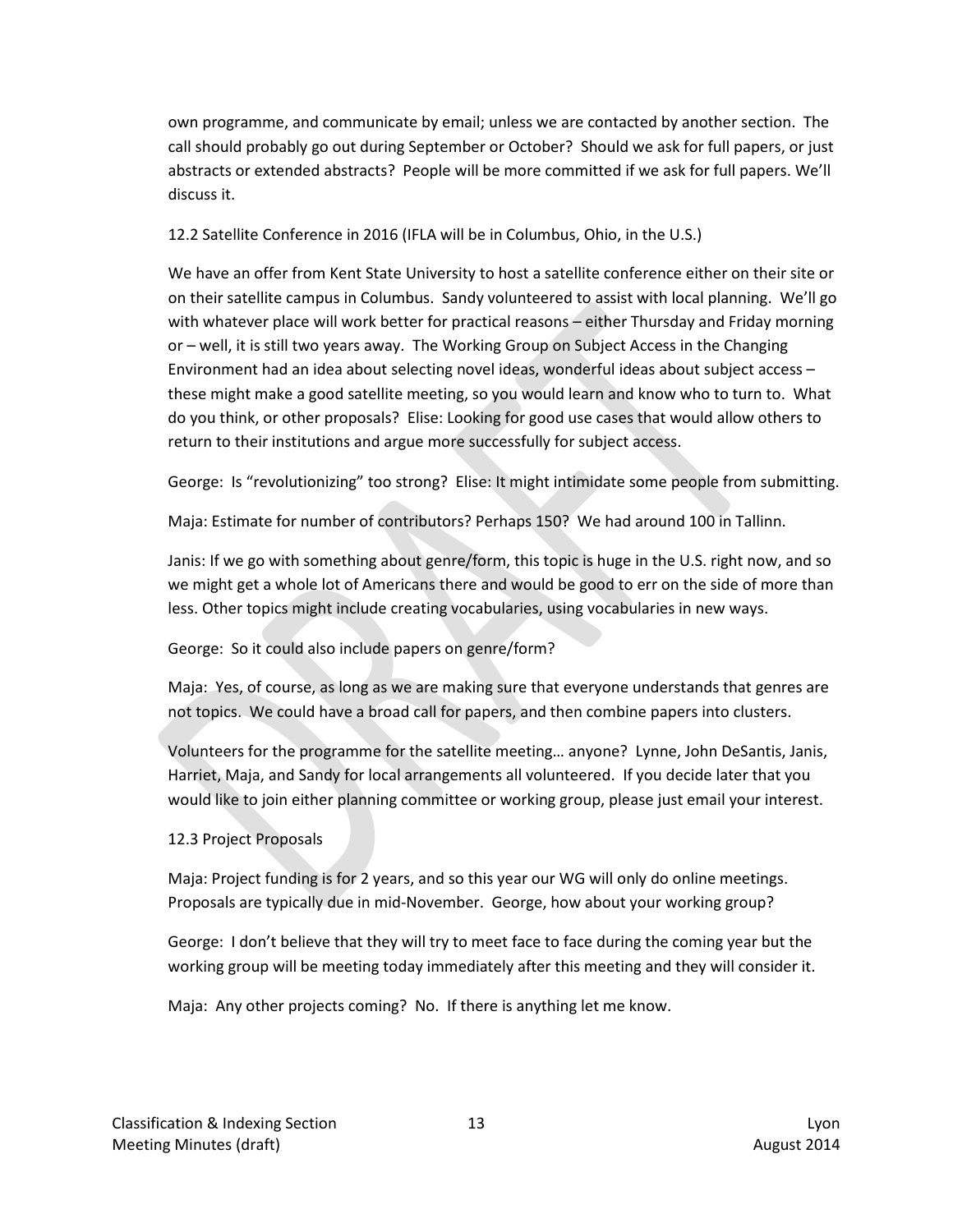own programme, and communicate by email; unless we are contacted by another section. The call should probably go out during September or October? Should we ask for full papers, or just abstracts or extended abstracts? People will be more committed if we ask for full papers. We'll discuss it.

12.2 Satellite Conference in 2016 (IFLA will be in Columbus, Ohio, in the U.S.)

We have an offer from Kent State University to host a satellite conference either on their site or on their satellite campus in Columbus. Sandy volunteered to assist with local planning. We'll go with whatever place will work better for practical reasons – either Thursday and Friday morning or – well, it is still two years away. The Working Group on Subject Access in the Changing Environment had an idea about selecting novel ideas, wonderful ideas about subject access – these might make a good satellite meeting, so you would learn and know who to turn to. What do you think, or other proposals? Elise: Looking for good use cases that would allow others to return to their institutions and argue more successfully for subject access.

George: Is "revolutionizing" too strong? Elise: It might intimidate some people from submitting.

Maja: Estimate for number of contributors? Perhaps 150? We had around 100 in Tallinn.

Janis: If we go with something about genre/form, this topic is huge in the U.S. right now, and so we might get a whole lot of Americans there and would be good to err on the side of more than less. Other topics might include creating vocabularies, using vocabularies in new ways.

George: So it could also include papers on genre/form?

Maja: Yes, of course, as long as we are making sure that everyone understands that genres are not topics. We could have a broad call for papers, and then combine papers into clusters.

Volunteers for the programme for the satellite meeting… anyone? Lynne, John DeSantis, Janis, Harriet, Maja, and Sandy for local arrangements all volunteered. If you decide later that you would like to join either planning committee or working group, please just email your interest.

12.3 Project Proposals

Maja: Project funding is for 2 years, and so this year our WG will only do online meetings. Proposals are typically due in mid-November. George, how about your working group?

George: I don't believe that they will try to meet face to face during the coming year but the working group will be meeting today immediately after this meeting and they will consider it.

Maja: Any other projects coming? No. If there is anything let me know.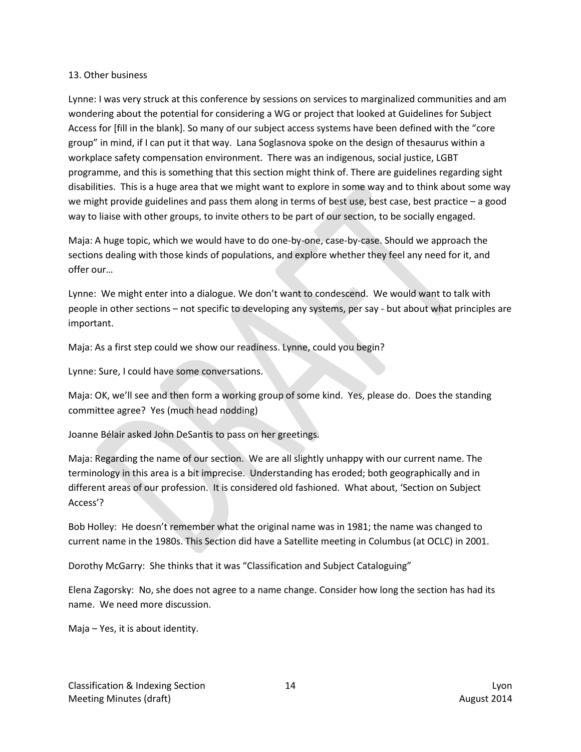13. Other business

Lynne: I was very struck at this conference by sessions on services to marginalized communities and am wondering about the potential for considering a WG or project that looked at Guidelines for Subject Access for [fill in the blank]. So many of our subject access systems have been defined with the "core group" in mind, if I can put it that way. Lana Soglasnova spoke on the design of thesaurus within a workplace safety compensation environment. There was an indigenous, social justice, LGBT programme, and this is something that this section might think of. There are guidelines regarding sight disabilities. This is a huge area that we might want to explore in some way and to think about some way we might provide guidelines and pass them along in terms of best use, best case, best practice – a good way to liaise with other groups, to invite others to be part of our section, to be socially engaged.

Maja: A huge topic, which we would have to do one-by-one, case-by-case. Should we approach the sections dealing with those kinds of populations, and explore whether they feel any need for it, and offer our…

Lynne: We might enter into a dialogue. We don't want to condescend. We would want to talk with people in other sections – not specific to developing any systems, per say - but about what principles are important.

Maja: As a first step could we show our readiness. Lynne, could you begin?

Lynne: Sure, I could have some conversations.

Maja: OK, we'll see and then form a working group of some kind. Yes, please do. Does the standing committee agree? Yes (much head nodding)

Joanne Bélair asked John DeSantis to pass on her greetings.

Maja: Regarding the name of our section. We are all slightly unhappy with our current name. The terminology in this area is a bit imprecise. Understanding has eroded; both geographically and in different areas of our profession. It is considered old fashioned. What about, 'Section on Subject Access'?

Bob Holley: He doesn't remember what the original name was in 1981; the name was changed to current name in the 1980s. This Section did have a Satellite meeting in Columbus (at OCLC) in 2001.

Dorothy McGarry: She thinks that it was "Classification and Subject Cataloguing"

Elena Zagorsky: No, she does not agree to a name change. Consider how long the section has had its name. We need more discussion.

Maja – Yes, it is about identity.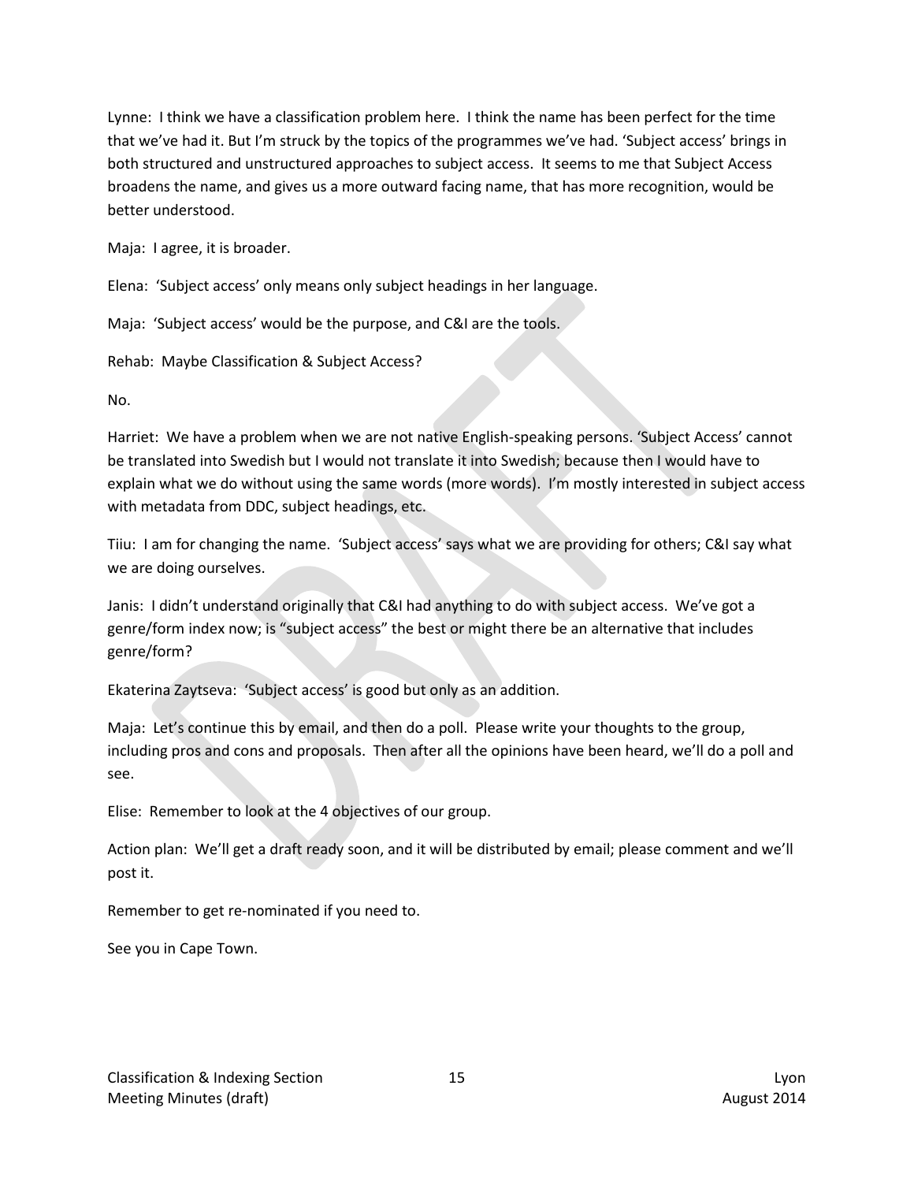Lynne: I think we have a classification problem here. I think the name has been perfect for the time that we've had it. But I'm struck by the topics of the programmes we've had. 'Subject access' brings in both structured and unstructured approaches to subject access. It seems to me that Subject Access broadens the name, and gives us a more outward facing name, that has more recognition, would be better understood.

Maja: I agree, it is broader.

Elena: 'Subject access' only means only subject headings in her language.

Maja: 'Subject access' would be the purpose, and C&I are the tools.

Rehab: Maybe Classification & Subject Access?

No.

Harriet: We have a problem when we are not native English-speaking persons. 'Subject Access' cannot be translated into Swedish but I would not translate it into Swedish; because then I would have to explain what we do without using the same words (more words). I'm mostly interested in subject access with metadata from DDC, subject headings, etc.

Tiiu: I am for changing the name. 'Subject access' says what we are providing for others; C&I say what we are doing ourselves.

Janis: I didn't understand originally that C&I had anything to do with subject access. We've got a genre/form index now; is "subject access" the best or might there be an alternative that includes genre/form?

Ekaterina Zaytseva: 'Subject access' is good but only as an addition.

Maja: Let's continue this by email, and then do a poll. Please write your thoughts to the group, including pros and cons and proposals. Then after all the opinions have been heard, we'll do a poll and see.

Elise: Remember to look at the 4 objectives of our group.

Action plan: We'll get a draft ready soon, and it will be distributed by email; please comment and we'll post it.

Remember to get re-nominated if you need to.

See you in Cape Town.